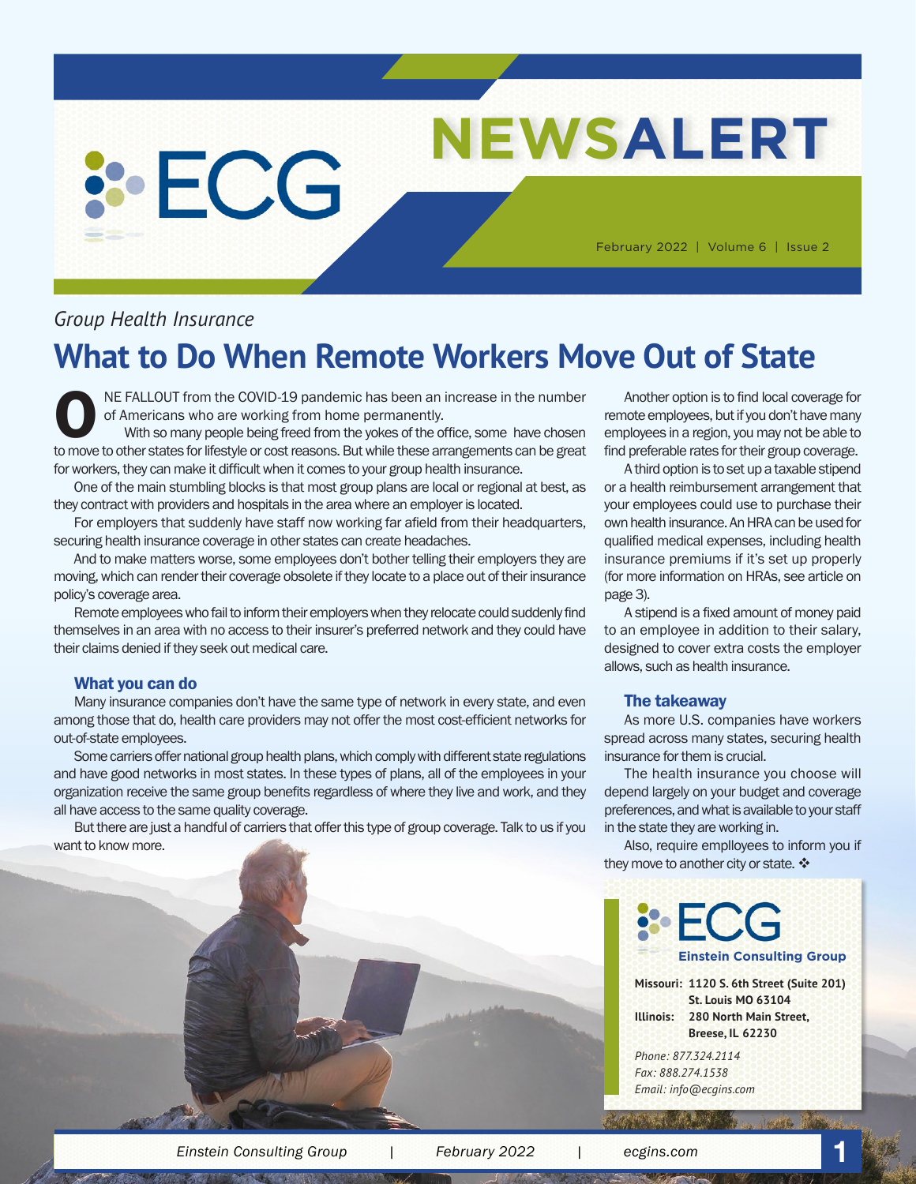# NEWSALERT

February 2022 | Volume 6 | Issue 2

*Group Health Insurance*

## What to Do When Remote Workers Move Out of State

ONE FALLOUT from the COVID-19 pandemic has been an increase in the number of Americans who are working from home permanently.

With so many people being freed from the yokes of the office, some have chosen to move to other states for lifestyle or cost reasons. But while these arrangements can be great for workers, they can make it difficult when it comes to your group health insurance.

One of the main stumbling blocks is that most group plans are local or regional at best, as they contract with providers and hospitals in the area where an employer is located.

For employers that suddenly have staff now working far afield from their headquarters, securing health insurance coverage in other states can create headaches.

And to make matters worse, some employees don't bother telling their employers they are moving, which can render their coverage obsolete if they locate to a place out of their insurance policy's coverage area.

Remote employees who fail to inform their employers when they relocate could suddenly find themselves in an area with no access to their insurer's preferred network and they could have their claims denied if they seek out medical care.

### What you can do

Many insurance companies don't have the same type of network in every state, and even among those that do, health care providers may not offer the most cost-efficient networks for out-of-state employees.

Some carriers offer national group health plans, which comply with different state regulations and have good networks in most states. In these types of plans, all of the employees in your organization receive the same group benefits regardless of where they live and work, and they all have access to the same quality coverage.

But there are just a handful of carriers that offer this type of group coverage. Talk to us if you want to know more.

Another option is to find local coverage for remote employees, but if you don't have many employees in a region, you may not be able to find preferable rates for their group coverage.

A third option is to set up a taxable stipend or a health reimbursement arrangement that your employees could use to purchase their own health insurance. An HRA can be used for qualified medical expenses, including health insurance premiums if it's set up properly (for more information on HRAs, see article on page 3).

A stipend is a fixed amount of money paid to an employee in addition to their salary, designed to cover extra costs the employer allows, such as health insurance.

### The takeaway

As more U.S. companies have workers spread across many states, securing health insurance for them is crucial.

The health insurance you choose will depend largely on your budget and coverage preferences, and what is available to your staff in the state they are working in.

Also, require employees to inform you if they move to another city or state. ❖

**ECG**
**Einstein Consulting Group**

**Missouri:** **1120 S. 6th Street (Suite 201)**
**St. Louis MO 63104**
**Illinois:** **280 North Main Street,**
**Breese, IL 62230**

*Phone: 877.324.2114*
*Fax: 888.274.1538*
*Email: info@ecgins.com*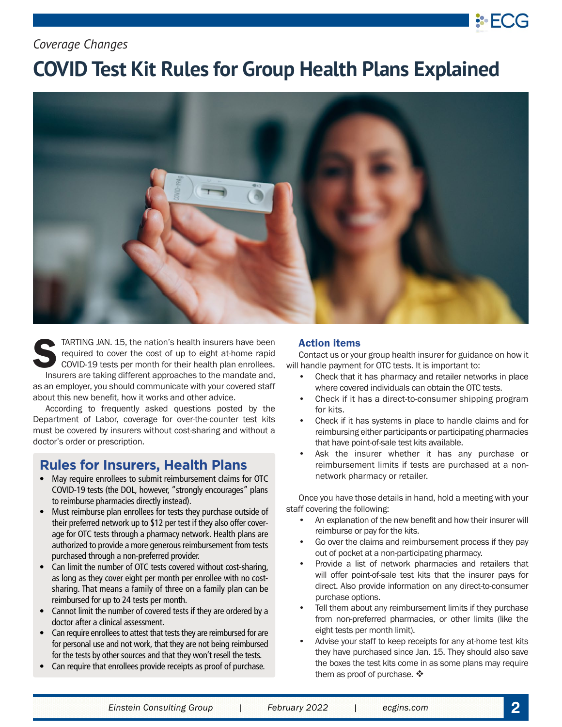*Coverage Changes*

# COVID Test Kit Rules for Group Health Plans Explained

STARTING JAN. 15, the nation's health insurers have been required to cover the cost of up to eight at-home rapid COVID-19 tests per month for their health plan enrollees. Insurers are taking different approaches to the mandate and, as an employer, you should communicate with your covered staff about this new benefit, how it works and other advice.

According to frequently asked questions posted by the Department of Labor, coverage for over-the-counter test kits must be covered by insurers without cost-sharing and without a doctor's order or prescription.

## Rules for Insurers, Health Plans

- May require enrollees to submit reimbursement claims for OTC COVID-19 tests (the DOL, however, "strongly encourages" plans to reimburse pharmacies directly instead).
- Must reimburse plan enrollees for tests they purchase outside of their preferred network up to $12 per test if they also offer coverage for OTC tests through a pharmacy network. Health plans are authorized to provide a more generous reimbursement from tests purchased through a non-preferred provider.
- Can limit the number of OTC tests covered without cost-sharing, as long as they cover eight per month per enrollee with no cost-sharing. That means a family of three on a family plan can be reimbursed for up to 24 tests per month.
- Cannot limit the number of covered tests if they are ordered by a doctor after a clinical assessment.
- Can require enrollees to attest that tests they are reimbursed for are for personal use and not work, that they are not being reimbursed for the tests by other sources and that they won't resell the tests.
- Can require that enrollees provide receipts as proof of purchase.

### Action items

Contact us or your group health insurer for guidance on how it will handle payment for OTC tests. It is important to:

- Check that it has pharmacy and retailer networks in place where covered individuals can obtain the OTC tests.
- Check if it has a direct-to-consumer shipping program for kits.
- Check if it has systems in place to handle claims and for reimbursing either participants or participating pharmacies that have point-of-sale test kits available.
- Ask the insurer whether it has any purchase or reimbursement limits if tests are purchased at a non-network pharmacy or retailer.

Once you have those details in hand, hold a meeting with your staff covering the following:

- An explanation of the new benefit and how their insurer will reimburse or pay for the kits.
- Go over the claims and reimbursement process if they pay out of pocket at a non-participating pharmacy.
- Provide a list of network pharmacies and retailers that will offer point-of-sale test kits that the insurer pays for direct. Also provide information on any direct-to-consumer purchase options.
- Tell them about any reimbursement limits if they purchase from non-preferred pharmacies, or other limits (like the eight tests per month limit).
- Advise your staff to keep receipts for any at-home test kits they have purchased since Jan. 15. They should also save the boxes the test kits come in as some plans may require them as proof of purchase. ❖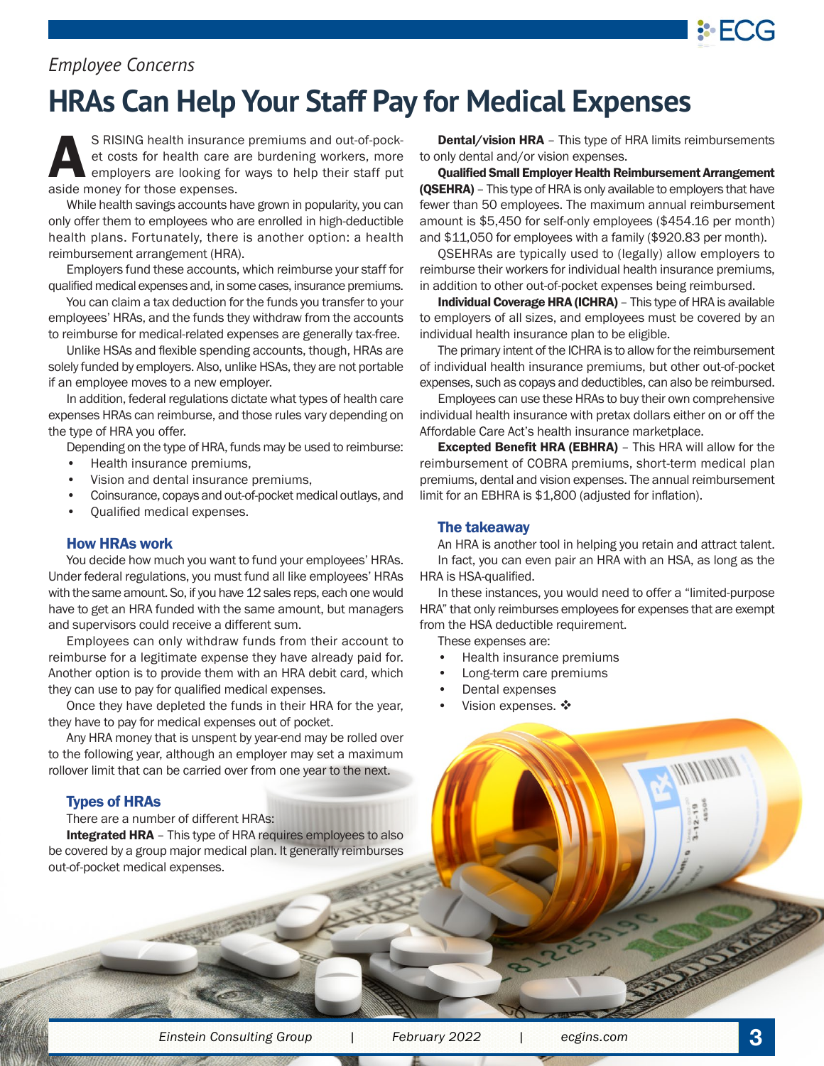*Employee Concerns*

# HRAs Can Help Your Staff Pay for Medical Expenses

AS RISING health insurance premiums and out-of-pocket costs for health care are burdening workers, more employers are looking for ways to help their staff put aside money for those expenses.

While health savings accounts have grown in popularity, you can only offer them to employees who are enrolled in high-deductible health plans. Fortunately, there is another option: a health reimbursement arrangement (HRA).

Employers fund these accounts, which reimburse your staff for qualified medical expenses and, in some cases, insurance premiums.

You can claim a tax deduction for the funds you transfer to your employees' HRAs, and the funds they withdraw from the accounts to reimburse for medical-related expenses are generally tax-free.

Unlike HSAs and flexible spending accounts, though, HRAs are solely funded by employers. Also, unlike HSAs, they are not portable if an employee moves to a new employer.

In addition, federal regulations dictate what types of health care expenses HRAs can reimburse, and those rules vary depending on the type of HRA you offer.

Depending on the type of HRA, funds may be used to reimburse:

- Health insurance premiums,
- Vision and dental insurance premiums,
- Coinsurance, copays and out-of-pocket medical outlays, and
- Qualified medical expenses.

## How HRAs work

You decide how much you want to fund your employees' HRAs. Under federal regulations, you must fund all like employees' HRAs with the same amount. So, if you have 12 sales reps, each one would have to get an HRA funded with the same amount, but managers and supervisors could receive a different sum.

Employees can only withdraw funds from their account to reimburse for a legitimate expense they have already paid for. Another option is to provide them with an HRA debit card, which they can use to pay for qualified medical expenses.

Once they have depleted the funds in their HRA for the year, they have to pay for medical expenses out of pocket.

Any HRA money that is unspent by year-end may be rolled over to the following year, although an employer may set a maximum rollover limit that can be carried over from one year to the next.

## Types of HRAs

There are a number of different HRAs:

**Integrated HRA** – This type of HRA requires employees to also be covered by a group major medical plan. It generally reimburses out-of-pocket medical expenses.

**Dental/vision HRA** – This type of HRA limits reimbursements to only dental and/or vision expenses.

**Qualified Small Employer Health Reimbursement Arrangement (QSEHRA)** – This type of HRA is only available to employers that have fewer than 50 employees. The maximum annual reimbursement amount is $5,450 for self-only employees ($454.16 per month) and $11,050 for employees with a family ($920.83 per month).

QSEHRAs are typically used to (legally) allow employers to reimburse their workers for individual health insurance premiums, in addition to other out-of-pocket expenses being reimbursed.

**Individual Coverage HRA (ICHRA)** – This type of HRA is available to employers of all sizes, and employees must be covered by an individual health insurance plan to be eligible.

The primary intent of the ICHRA is to allow for the reimbursement of individual health insurance premiums, but other out-of-pocket expenses, such as copays and deductibles, can also be reimbursed.

Employees can use these HRAs to buy their own comprehensive individual health insurance with pretax dollars either on or off the Affordable Care Act's health insurance marketplace.

**Excepted Benefit HRA (EBHRA)** – This HRA will allow for the reimbursement of COBRA premiums, short-term medical plan premiums, dental and vision expenses. The annual reimbursement limit for an EBHRA is $1,800 (adjusted for inflation).

## The takeaway

An HRA is another tool in helping you retain and attract talent. In fact, you can even pair an HRA with an HSA, as long as the HRA is HSA-qualified.

In these instances, you would need to offer a "limited-purpose HRA" that only reimburses employees for expenses that are exempt from the HSA deductible requirement.

These expenses are:

- Health insurance premiums
- Long-term care premiums
- Dental expenses
- Vision expenses. ❖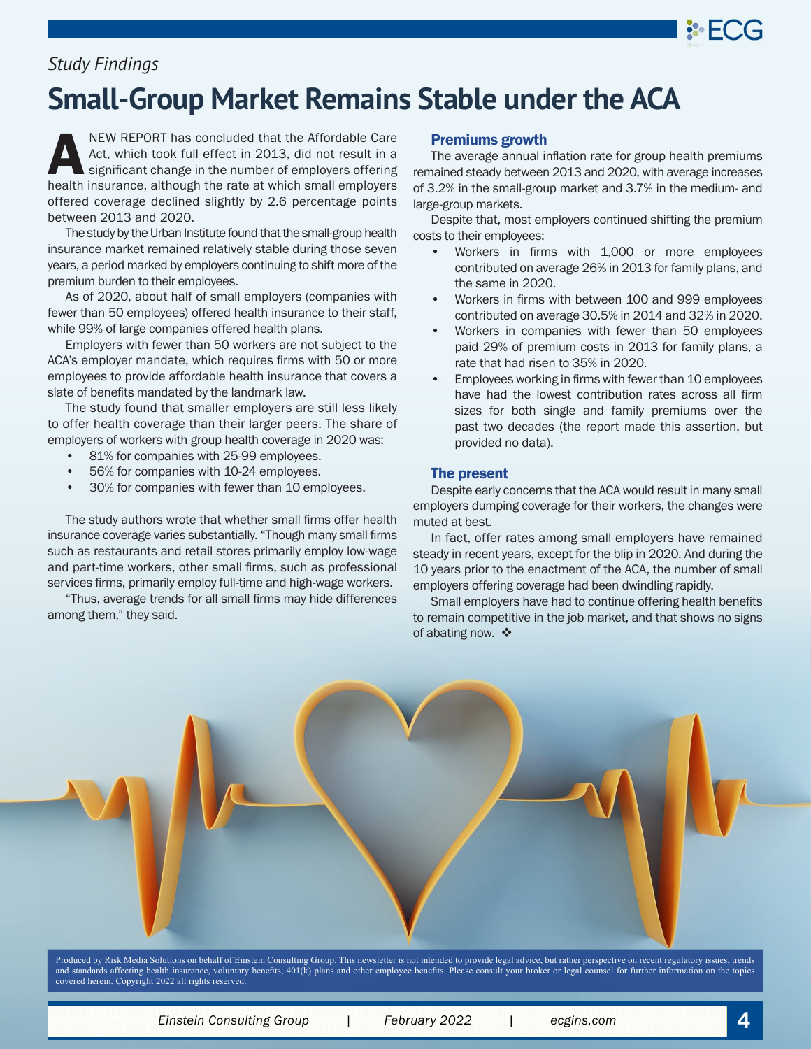*Study Findings*

# Small-Group Market Remains Stable under the ACA

A NEW REPORT has concluded that the Affordable Care Act, which took full effect in 2013, did not result in a significant change in the number of employers offering health insurance, although the rate at which small employers offered coverage declined slightly by 2.6 percentage points between 2013 and 2020.

The study by the Urban Institute found that the small-group health insurance market remained relatively stable during those seven years, a period marked by employers continuing to shift more of the premium burden to their employees.

As of 2020, about half of small employers (companies with fewer than 50 employees) offered health insurance to their staff, while 99% of large companies offered health plans.

Employers with fewer than 50 workers are not subject to the ACA's employer mandate, which requires firms with 50 or more employees to provide affordable health insurance that covers a slate of benefits mandated by the landmark law.

The study found that smaller employers are still less likely to offer health coverage than their larger peers. The share of employers of workers with group health coverage in 2020 was:

- 81% for companies with 25-99 employees.
- 56% for companies with 10-24 employees.
- 30% for companies with fewer than 10 employees.

The study authors wrote that whether small firms offer health insurance coverage varies substantially. "Though many small firms such as restaurants and retail stores primarily employ low-wage and part-time workers, other small firms, such as professional services firms, primarily employ full-time and high-wage workers.

"Thus, average trends for all small firms may hide differences among them," they said.

### Premiums growth

The average annual inflation rate for group health premiums remained steady between 2013 and 2020, with average increases of 3.2% in the small-group market and 3.7% in the medium- and large-group markets.

Despite that, most employers continued shifting the premium costs to their employees:

- Workers in firms with 1,000 or more employees contributed on average 26% in 2013 for family plans, and the same in 2020.
- Workers in firms with between 100 and 999 employees contributed on average 30.5% in 2014 and 32% in 2020.
- Workers in companies with fewer than 50 employees paid 29% of premium costs in 2013 for family plans, a rate that had risen to 35% in 2020.
- Employees working in firms with fewer than 10 employees have had the lowest contribution rates across all firm sizes for both single and family premiums over the past two decades (the report made this assertion, but provided no data).

### The present

Despite early concerns that the ACA would result in many small employers dumping coverage for their workers, the changes were muted at best.

In fact, offer rates among small employers have remained steady in recent years, except for the blip in 2020. And during the 10 years prior to the enactment of the ACA, the number of small employers offering coverage had been dwindling rapidly.

Small employers have had to continue offering health benefits to remain competitive in the job market, and that shows no signs of abating now. ❖

Produced by Risk Media Solutions on behalf of Einstein Consulting Group. This newsletter is not intended to provide legal advice, but rather perspective on recent regulatory issues, trends and standards affecting health insurance, voluntary benefits, 401(k) plans and other employee benefits. Please consult your broker or legal counsel for further information on the topics covered herein. Copyright 2022 all rights reserved.